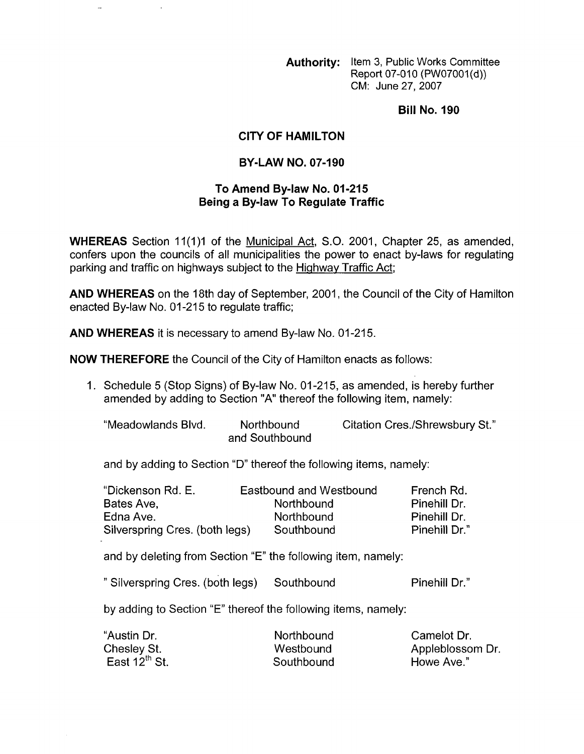**Authority:** Item 3, Public Works Committee
Report 07-010 (PW07001(d))
CM: June 27, 2007

**Bill No. 190**

## CITY OF HAMILTON

## BY-LAW NO. 07-190

## To Amend By-law No. 01-215 Being a By-law To Regulate Traffic

**WHEREAS** Section 11(1)1 of the Municipal Act, S.O. 2001, Chapter 25, as amended, confers upon the councils of all municipalities the power to enact by-laws for regulating parking and traffic on highways subject to the Highway Traffic Act;

**AND WHEREAS** on the 18th day of September, 2001, the Council of the City of Hamilton enacted By-law No. 01-215 to regulate traffic;

**AND WHEREAS** it is necessary to amend By-law No. 01-215.

**NOW THEREFORE** the Council of the City of Hamilton enacts as follows:

1. Schedule 5 (Stop Signs) of By-law No. 01-215, as amended, is hereby further amended by adding to Section "A" thereof the following item, namely:

| | | |
|---|---|---|
| "Meadowlands Blvd. | Northbound and Southbound | Citation Cres./Shrewsbury St." |

and by adding to Section "D" thereof the following items, namely:

| | | |
|---|---|---|
| "Dickenson Rd. E. | Eastbound and Westbound | French Rd. |
| Bates Ave, | Northbound | Pinehill Dr. |
| Edna Ave. | Northbound | Pinehill Dr. |
| Silverspring Cres. (both legs) | Southbound | Pinehill Dr." |

and by deleting from Section "E" the following item, namely:

| | | |
|---|---|---|
| " Silverspring Cres. (both legs) | Southbound | Pinehill Dr." |

by adding to Section "E" thereof the following items, namely:

| | | |
|---|---|---|
| "Austin Dr. | Northbound | Camelot Dr. |
| Chesley St. | Westbound | Appleblossom Dr. |
| East 12th St. | Southbound | Howe Ave." |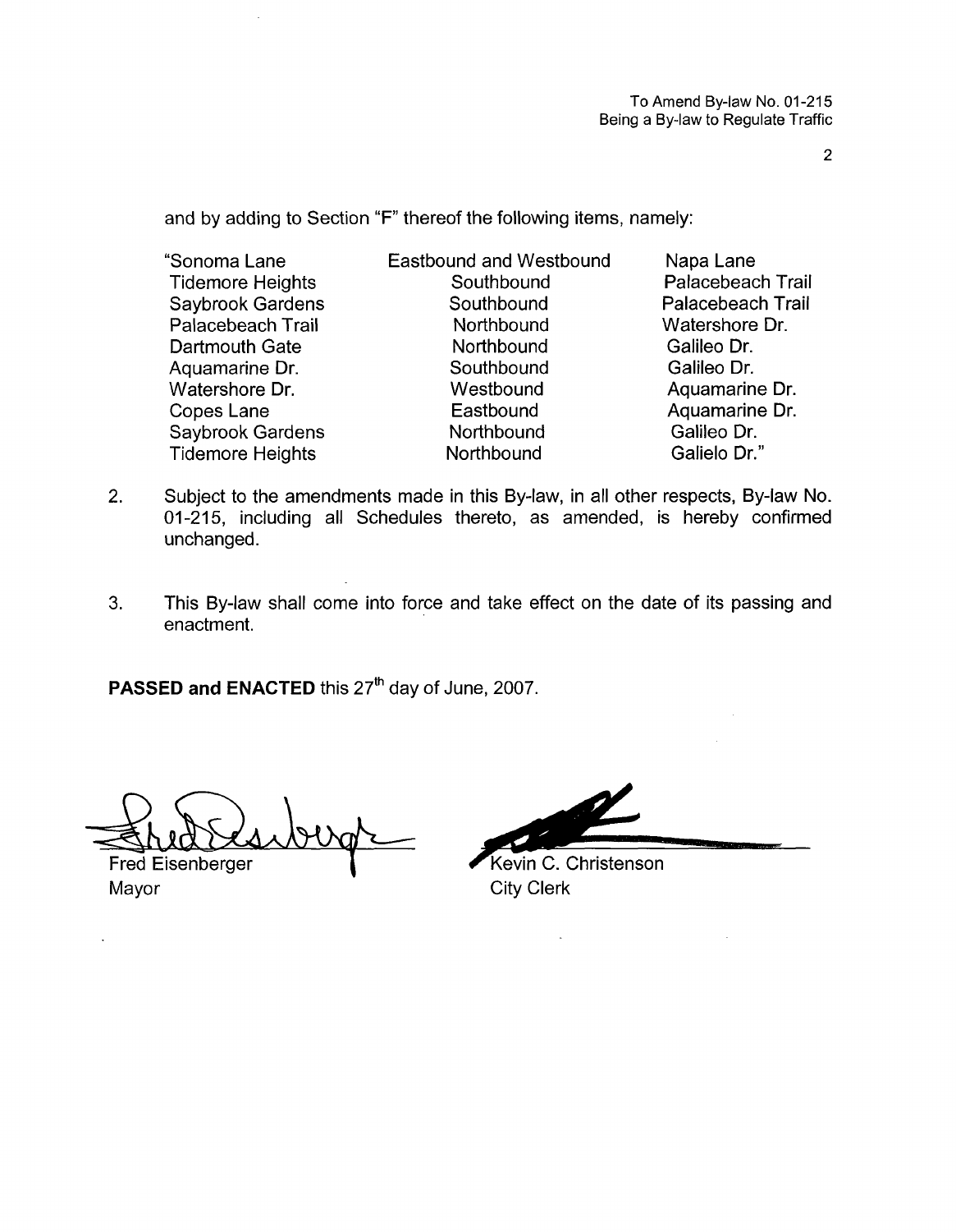and by adding to Section "F" thereof the following items, namely:

| | | |
|---|---|---|
| "Sonoma Lane | Eastbound and Westbound | Napa Lane |
| Tidemore Heights | Southbound | Palacebeach Trail |
| Saybrook Gardens | Southbound | Palacebeach Trail |
| Palacebeach Trail | Northbound | Watershore Dr. |
| Dartmouth Gate | Northbound | Galileo Dr. |
| Aquamarine Dr. | Southbound | Galileo Dr. |
| Watershore Dr. | Westbound | Aquamarine Dr. |
| Copes Lane | Eastbound | Aquamarine Dr. |
| Saybrook Gardens | Northbound | Galileo Dr. |
| Tidemore Heights | Northbound | Galielo Dr." |

2. Subject to the amendments made in this By-law, in all other respects, By-law No. 01-215, including all Schedules thereto, as amended, is hereby confirmed unchanged.

3. This By-law shall come into force and take effect on the date of its passing and enactment.

**PASSED and ENACTED** this 27th day of June, 2007.

Fred Eisenberger
Mayor

Kevin C. Christenson
City Clerk